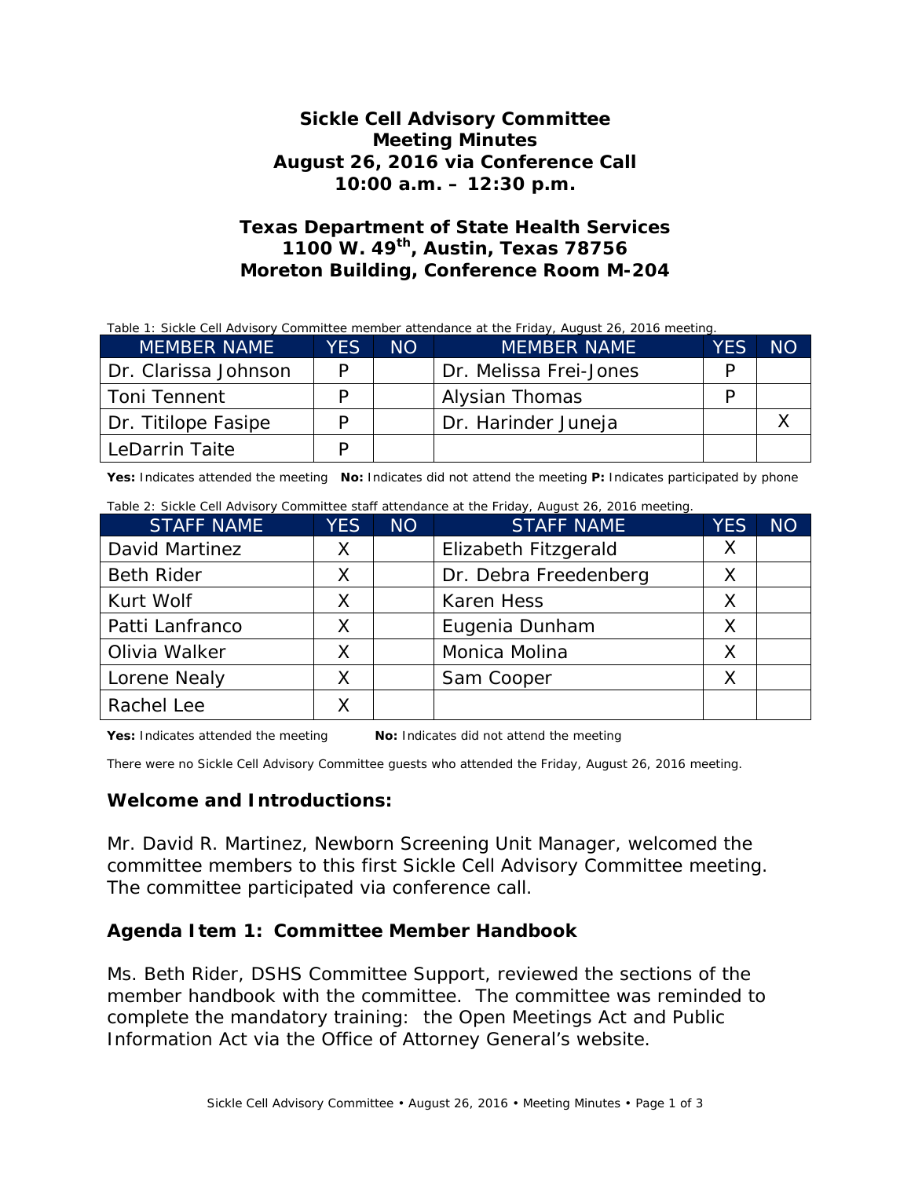# Sickle Cell Advisory Committee
# Meeting Minutes
# August 26, 2016 via Conference Call
# 10:00 a.m. – 12:30 p.m.

## Texas Department of State Health Services
## 1100 W. 49th, Austin, Texas 78756
## Moreton Building, Conference Room M-204

Table 1: Sickle Cell Advisory Committee member attendance at the Friday, August 26, 2016 meeting.

| MEMBER NAME | YES | NO | MEMBER NAME | YES | NO |
|---|---|---|---|---|---|
| Dr. Clarissa Johnson | P | | Dr. Melissa Frei-Jones | P | |
| Toni Tennent | P | | Alysian Thomas | P | |
| Dr. Titilope Fasipe | P | | Dr. Harinder Juneja | | X |
| LeDarrin Taite | P | | | | |

**Yes:** Indicates attended the meeting **No:** Indicates did not attend the meeting **P:** Indicates participated by phone

Table 2: Sickle Cell Advisory Committee staff attendance at the Friday, August 26, 2016 meeting.

| STAFF NAME | YES | NO | STAFF NAME | YES | NO |
|---|---|---|---|---|---|
| David Martinez | X | | Elizabeth Fitzgerald | X | |
| Beth Rider | X | | Dr. Debra Freedenberg | X | |
| Kurt Wolf | X | | Karen Hess | X | |
| Patti Lanfranco | X | | Eugenia Dunham | X | |
| Olivia Walker | X | | Monica Molina | X | |
| Lorene Nealy | X | | Sam Cooper | X | |
| Rachel Lee | X | | | | |

**Yes:** Indicates attended the meeting **No:** Indicates did not attend the meeting

There were no Sickle Cell Advisory Committee guests who attended the Friday, August 26, 2016 meeting.

### Welcome and Introductions:

Mr. David R. Martinez, Newborn Screening Unit Manager, welcomed the committee members to this first Sickle Cell Advisory Committee meeting. The committee participated via conference call.

### Agenda Item 1: Committee Member Handbook

Ms. Beth Rider, DSHS Committee Support, reviewed the sections of the member handbook with the committee. The committee was reminded to complete the mandatory training: the Open Meetings Act and Public Information Act via the Office of Attorney General's website.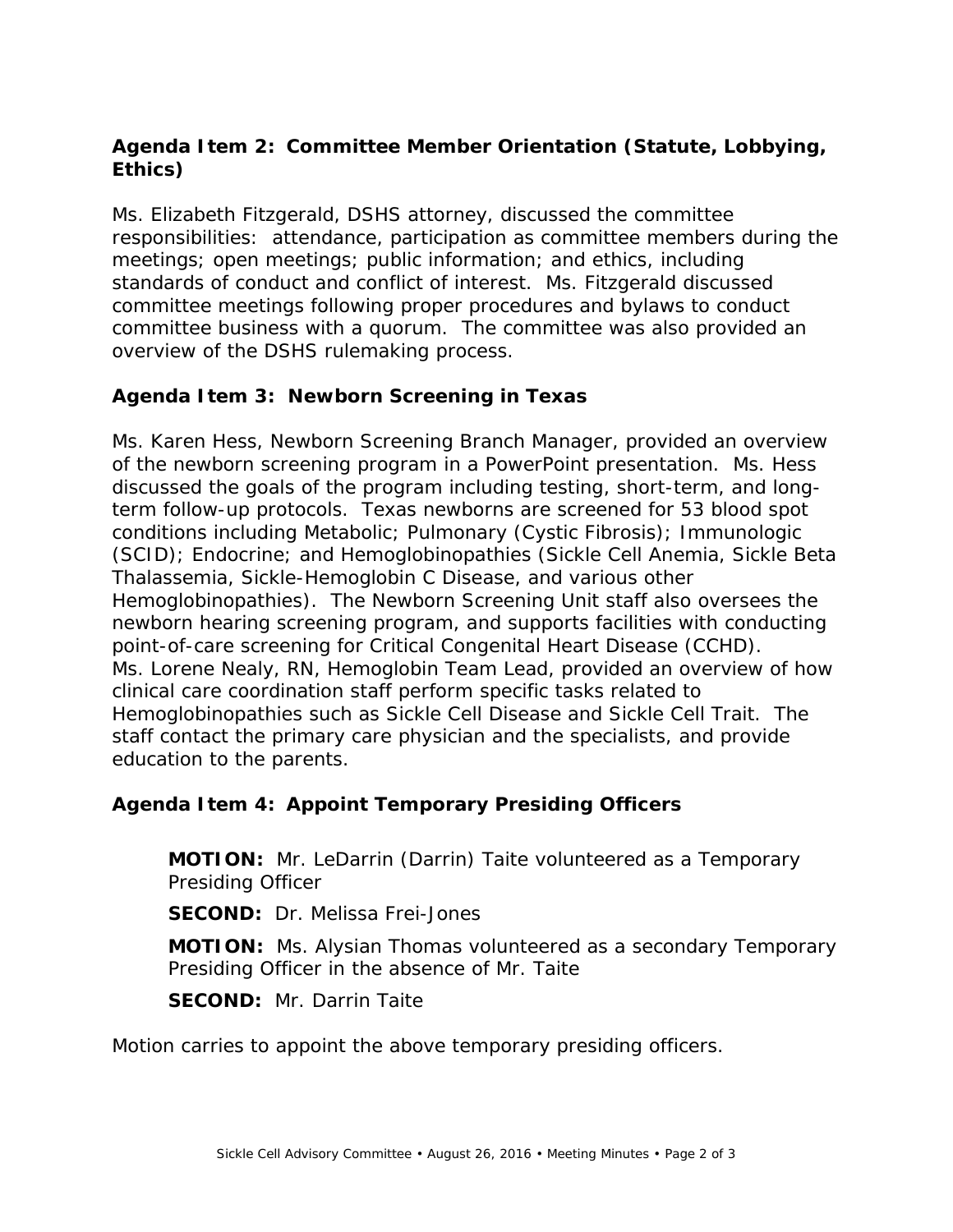## Agenda Item 2: Committee Member Orientation (Statute, Lobbying, Ethics)

Ms. Elizabeth Fitzgerald, DSHS attorney, discussed the committee responsibilities: attendance, participation as committee members during the meetings; open meetings; public information; and ethics, including standards of conduct and conflict of interest. Ms. Fitzgerald discussed committee meetings following proper procedures and bylaws to conduct committee business with a quorum. The committee was also provided an overview of the DSHS rulemaking process.

## Agenda Item 3: Newborn Screening in Texas

Ms. Karen Hess, Newborn Screening Branch Manager, provided an overview of the newborn screening program in a PowerPoint presentation. Ms. Hess discussed the goals of the program including testing, short-term, and long-term follow-up protocols. Texas newborns are screened for 53 blood spot conditions including Metabolic; Pulmonary (Cystic Fibrosis); Immunologic (SCID); Endocrine; and Hemoglobinopathies (Sickle Cell Anemia, Sickle Beta Thalassemia, Sickle-Hemoglobin C Disease, and various other Hemoglobinopathies). The Newborn Screening Unit staff also oversees the newborn hearing screening program, and supports facilities with conducting point-of-care screening for Critical Congenital Heart Disease (CCHD). Ms. Lorene Nealy, RN, Hemoglobin Team Lead, provided an overview of how clinical care coordination staff perform specific tasks related to Hemoglobinopathies such as Sickle Cell Disease and Sickle Cell Trait. The staff contact the primary care physician and the specialists, and provide education to the parents.

## Agenda Item 4: Appoint Temporary Presiding Officers

**MOTION:** Mr. LeDarrin (Darrin) Taite volunteered as a Temporary Presiding Officer

**SECOND:** Dr. Melissa Frei-Jones

**MOTION:** Ms. Alysian Thomas volunteered as a secondary Temporary Presiding Officer in the absence of Mr. Taite

**SECOND:** Mr. Darrin Taite

Motion carries to appoint the above temporary presiding officers.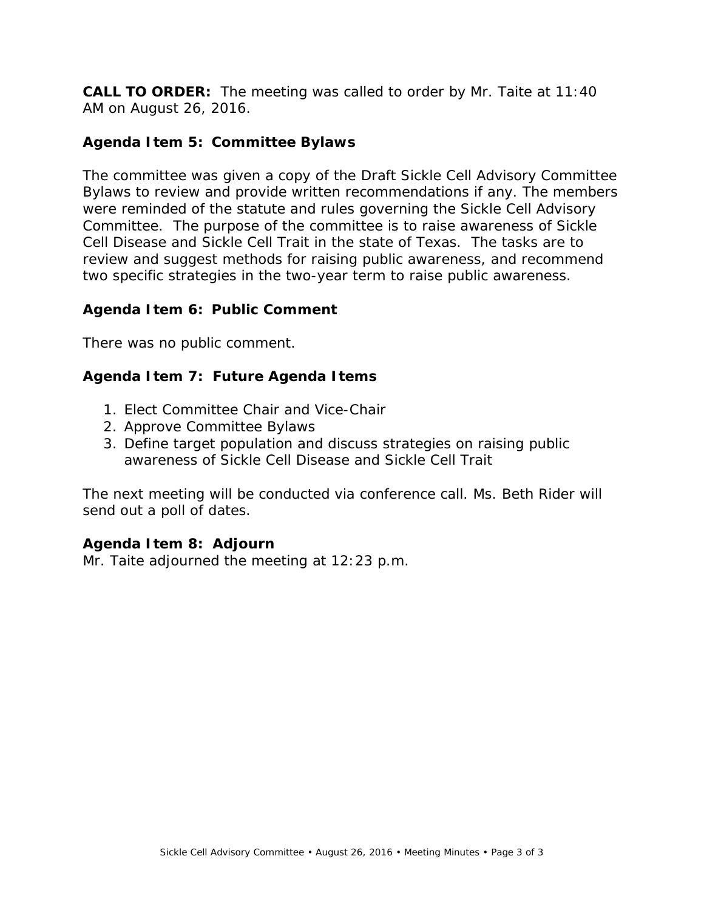**CALL TO ORDER:** The meeting was called to order by Mr. Taite at 11:40 AM on August 26, 2016.

### Agenda Item 5: Committee Bylaws

The committee was given a copy of the Draft Sickle Cell Advisory Committee Bylaws to review and provide written recommendations if any. The members were reminded of the statute and rules governing the Sickle Cell Advisory Committee. The purpose of the committee is to raise awareness of Sickle Cell Disease and Sickle Cell Trait in the state of Texas. The tasks are to review and suggest methods for raising public awareness, and recommend two specific strategies in the two-year term to raise public awareness.

### Agenda Item 6: Public Comment

There was no public comment.

### Agenda Item 7: Future Agenda Items

1. Elect Committee Chair and Vice-Chair
2. Approve Committee Bylaws
3. Define target population and discuss strategies on raising public awareness of Sickle Cell Disease and Sickle Cell Trait

The next meeting will be conducted via conference call. Ms. Beth Rider will send out a poll of dates.

### Agenda Item 8: Adjourn

Mr. Taite adjourned the meeting at 12:23 p.m.